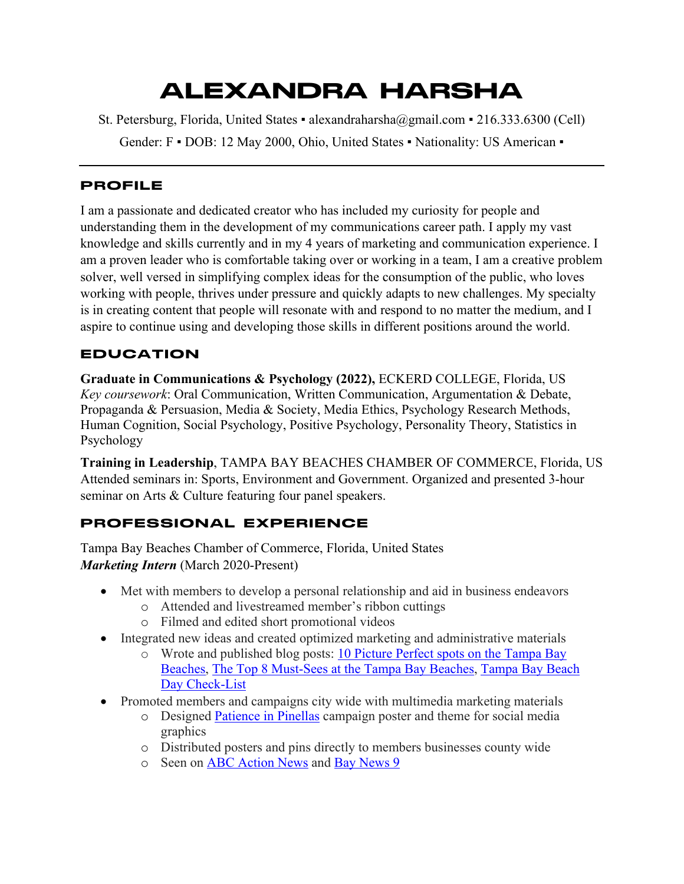# ALEXANDRA HARSHA

St. Petersburg, Florida, United States ▪ alexandraharsha@gmail.com ▪ 216.333.6300 (Cell)

Gender: F ▪ DOB: 12 May 2000, Ohio, United States ▪ Nationality: US American ▪

## PROFILE

I am a passionate and dedicated creator who has included my curiosity for people and understanding them in the development of my communications career path. I apply my vast knowledge and skills currently and in my 4 years of marketing and communication experience. I am a proven leader who is comfortable taking over or working in a team, I am a creative problem solver, well versed in simplifying complex ideas for the consumption of the public, who loves working with people, thrives under pressure and quickly adapts to new challenges. My specialty is in creating content that people will resonate with and respond to no matter the medium, and I aspire to continue using and developing those skills in different positions around the world.

## EDUCATION

**Graduate in Communications & Psychology (2022),** ECKERD COLLEGE, Florida, US
*Key coursework*: Oral Communication, Written Communication, Argumentation & Debate, Propaganda & Persuasion, Media & Society, Media Ethics, Psychology Research Methods, Human Cognition, Social Psychology, Positive Psychology, Personality Theory, Statistics in Psychology

**Training in Leadership**, TAMPA BAY BEACHES CHAMBER OF COMMERCE, Florida, US
Attended seminars in: Sports, Environment and Government. Organized and presented 3-hour seminar on Arts & Culture featuring four panel speakers.

## PROFESSIONAL EXPERIENCE

Tampa Bay Beaches Chamber of Commerce, Florida, United States
***Marketing Intern*** (March 2020-Present)

- Met with members to develop a personal relationship and aid in business endeavors
  - Attended and livestreamed member's ribbon cuttings
  - Filmed and edited short promotional videos
- Integrated new ideas and created optimized marketing and administrative materials
  - Wrote and published blog posts: 10 Picture Perfect spots on the Tampa Bay Beaches, The Top 8 Must-Sees at the Tampa Bay Beaches, Tampa Bay Beach Day Check-List
- Promoted members and campaigns city wide with multimedia marketing materials
  - Designed Patience in Pinellas campaign poster and theme for social media graphics
  - Distributed posters and pins directly to members businesses county wide
  - Seen on ABC Action News and Bay News 9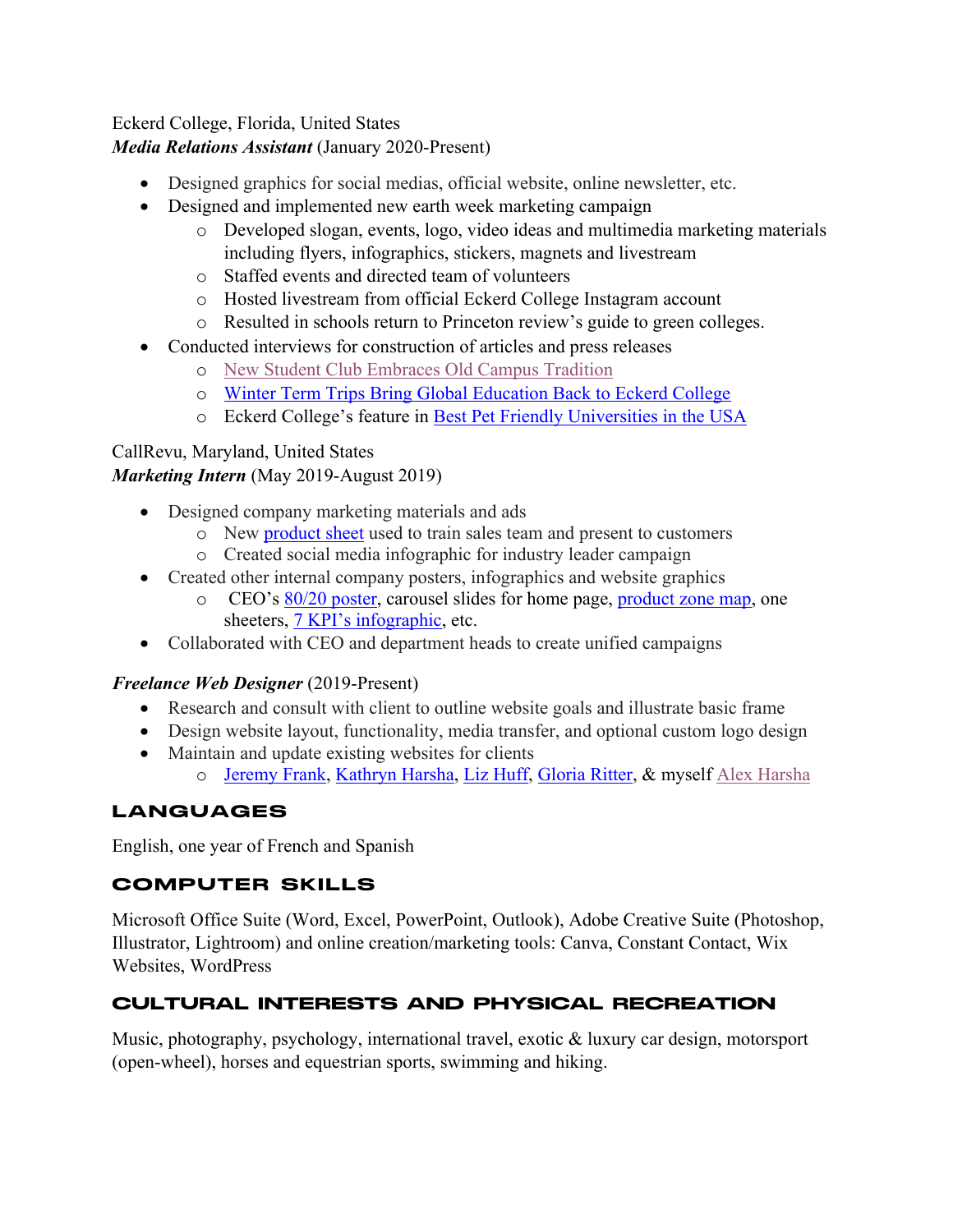Eckerd College, Florida, United States
***Media Relations Assistant*** (January 2020-Present)

- Designed graphics for social medias, official website, online newsletter, etc.
- Designed and implemented new earth week marketing campaign
  - Developed slogan, events, logo, video ideas and multimedia marketing materials including flyers, infographics, stickers, magnets and livestream
  - Staffed events and directed team of volunteers
  - Hosted livestream from official Eckerd College Instagram account
  - Resulted in schools return to Princeton review's guide to green colleges.
- Conducted interviews for construction of articles and press releases
  - New Student Club Embraces Old Campus Tradition
  - Winter Term Trips Bring Global Education Back to Eckerd College
  - Eckerd College's feature in Best Pet Friendly Universities in the USA

CallRevu, Maryland, United States
***Marketing Intern*** (May 2019-August 2019)

- Designed company marketing materials and ads
  - New product sheet used to train sales team and present to customers
  - Created social media infographic for industry leader campaign
- Created other internal company posters, infographics and website graphics
  - CEO's 80/20 poster, carousel slides for home page, product zone map, one sheeters, 7 KPI's infographic, etc.
- Collaborated with CEO and department heads to create unified campaigns

***Freelance Web Designer*** (2019-Present)

- Research and consult with client to outline website goals and illustrate basic frame
- Design website layout, functionality, media transfer, and optional custom logo design
- Maintain and update existing websites for clients
  - Jeremy Frank, Kathryn Harsha, Liz Huff, Gloria Ritter, & myself Alex Harsha

## LANGUAGES

English, one year of French and Spanish

## COMPUTER SKILLS

Microsoft Office Suite (Word, Excel, PowerPoint, Outlook), Adobe Creative Suite (Photoshop, Illustrator, Lightroom) and online creation/marketing tools: Canva, Constant Contact, Wix Websites, WordPress

## CULTURAL INTERESTS AND PHYSICAL RECREATION

Music, photography, psychology, international travel, exotic & luxury car design, motorsport (open-wheel), horses and equestrian sports, swimming and hiking.